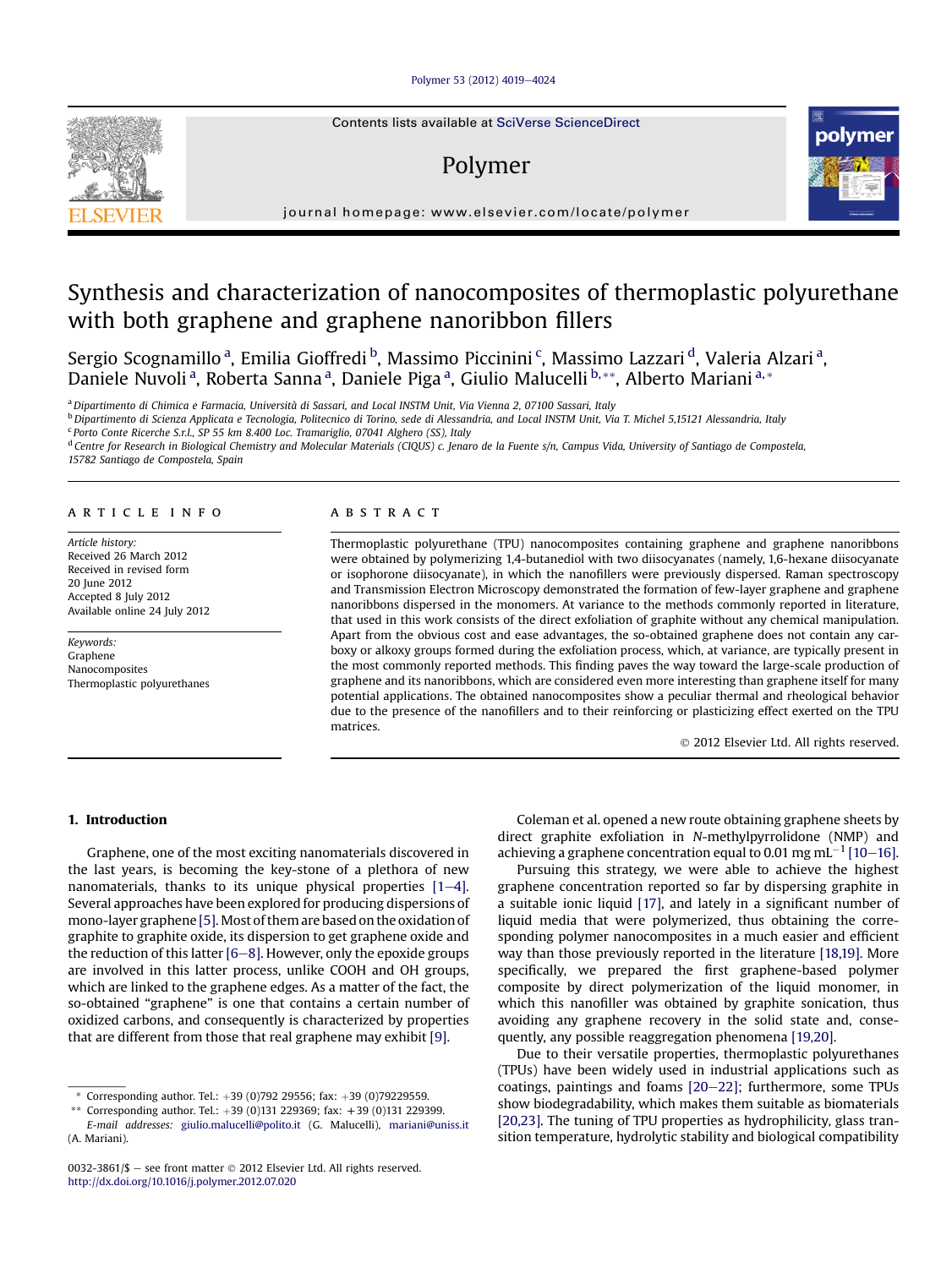# Synthesis and characterization of nanocomposites of thermoplastic polyurethane with both graphene and graphene nanoribbon fillers

Sergio Scognamillo [a], Emilia Gioffredi [b], Massimo Piccinini [c], Massimo Lazzari [d], Valeria Alzari [a], Daniele Nuvoli [a], Roberta Sanna [a], Daniele Piga [a], Giulio Malucelli [b,**], Alberto Mariani [a,*]

[a] Dipartimento di Chimica e Farmacia, Università di Sassari, and Local INSTM Unit, Via Vienna 2, 07100 Sassari, Italy

[b] Dipartimento di Scienza Applicata e Tecnologia, Politecnico di Torino, sede di Alessandria, and Local INSTM Unit, Via T. Michel 5,15121 Alessandria, Italy

[c] Porto Conte Ricerche S.r.L., SP 55 km 8.400 Loc. Tramariglio, 07041 Alghero (SS), Italy

[d] Centre for Research in Biological Chemistry and Molecular Materials (CIQUS) c. Jenaro de la Fuente s/n, Campus Vida, University of Santiago de Compostela, 15782 Santiago de Compostela, Spain

## ARTICLE INFO

*Article history:*
Received 26 March 2012
Received in revised form 20 June 2012
Accepted 8 July 2012
Available online 24 July 2012

*Keywords:*
Graphene
Nanocomposites
Thermoplastic polyurethanes

## ABSTRACT

Thermoplastic polyurethane (TPU) nanocomposites containing graphene and graphene nanoribbons were obtained by polymerizing 1,4-butanediol with two diisocyanates (namely, 1,6-hexane diisocyanate or isophorone diisocyanate), in which the nanofillers were previously dispersed. Raman spectroscopy and Transmission Electron Microscopy demonstrated the formation of few-layer graphene and graphene nanoribbons dispersed in the monomers. At variance to the methods commonly reported in literature, that used in this work consists of the direct exfoliation of graphite without any chemical manipulation. Apart from the obvious cost and ease advantages, the so-obtained graphene does not contain any carboxy or alkoxy groups formed during the exfoliation process, which, at variance, are typically present in the most commonly reported methods. This finding paves the way toward the large-scale production of graphene and its nanoribbons, which are considered even more interesting than graphene itself for many potential applications. The obtained nanocomposites show a peculiar thermal and rheological behavior due to the presence of the nanofillers and to their reinforcing or plasticizing effect exerted on the TPU matrices.

© 2012 Elsevier Ltd. All rights reserved.

## 1. Introduction

Graphene, one of the most exciting nanomaterials discovered in the last years, is becoming the key-stone of a plethora of new nanomaterials, thanks to its unique physical properties [1–4]. Several approaches have been explored for producing dispersions of mono-layer graphene [5]. Most of them are based on the oxidation of graphite to graphite oxide, its dispersion to get graphene oxide and the reduction of this latter [6–8]. However, only the epoxide groups are involved in this latter process, unlike COOH and OH groups, which are linked to the graphene edges. As a matter of the fact, the so-obtained "graphene" is one that contains a certain number of oxidized carbons, and consequently is characterized by properties that are different from those that real graphene may exhibit [9].

Coleman et al. opened a new route obtaining graphene sheets by direct graphite exfoliation in *N*-methylpyrrolidone (NMP) and achieving a graphene concentration equal to 0.01 mg $mL^{-1}$ [10–16].

Pursuing this strategy, we were able to achieve the highest graphene concentration reported so far by dispersing graphite in a suitable ionic liquid [17], and lately in a significant number of liquid media that were polymerized, thus obtaining the corresponding polymer nanocomposites in a much easier and efficient way than those previously reported in the literature [18,19]. More specifically, we prepared the first graphene-based polymer composite by direct polymerization of the liquid monomer, in which this nanofiller was obtained by graphite sonication, thus avoiding any graphene recovery in the solid state and, consequently, any possible reaggregation phenomena [19,20].

Due to their versatile properties, thermoplastic polyurethanes (TPUs) have been widely used in industrial applications such as coatings, paintings and foams [20–22]; furthermore, some TPUs show biodegradability, which makes them suitable as biomaterials [20,23]. The tuning of TPU properties as hydrophilicity, glass transition temperature, hydrolytic stability and biological compatibility

\* Corresponding author. Tel.: +39 (0)792 29556; fax: +39 (0)79229559.
\*\* Corresponding author. Tel.: +39 (0)131 229369; fax: +39 (0)131 229399.
*E-mail addresses:* giulio.malucelli@polito.it (G. Malucelli), mariani@uniss.it (A. Mariani).

0032-3861/$ – see front matter © 2012 Elsevier Ltd. All rights reserved.
http://dx.doi.org/10.1016/j.polymer.2012.07.020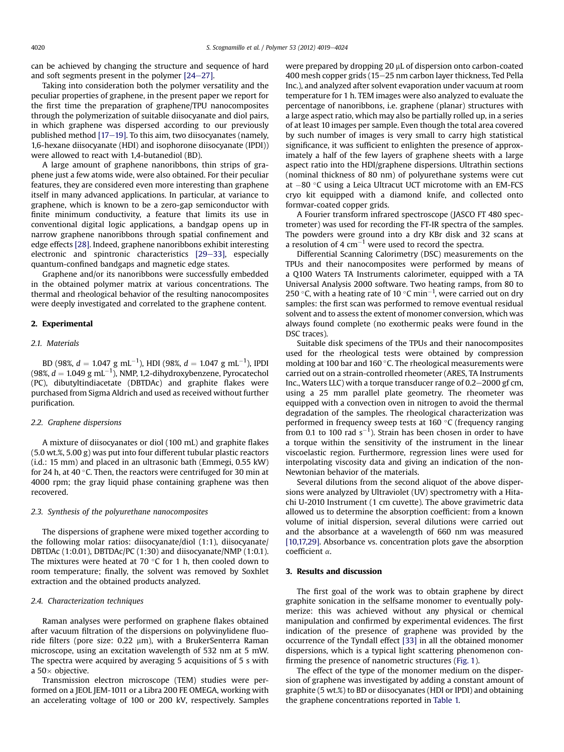can be achieved by changing the structure and sequence of hard and soft segments present in the polymer [24–27].

Taking into consideration both the polymer versatility and the peculiar properties of graphene, in the present paper we report for the first time the preparation of graphene/TPU nanocomposites through the polymerization of suitable diisocyanate and diol pairs, in which graphene was dispersed according to our previously published method [17–19]. To this aim, two diisocyanates (namely, 1,6-hexane diisocyanate (HDI) and isophorone diisocyanate (IPDI)) were allowed to react with 1,4-butanediol (BD).

A large amount of graphene nanoribbons, thin strips of graphene just a few atoms wide, were also obtained. For their peculiar features, they are considered even more interesting than graphene itself in many advanced applications. In particular, at variance to graphene, which is known to be a zero-gap semiconductor with finite minimum conductivity, a feature that limits its use in conventional digital logic applications, a bandgap opens up in narrow graphene nanoribbons through spatial confinement and edge effects [28]. Indeed, graphene nanoribbons exhibit interesting electronic and spintronic characteristics [29–33], especially quantum-confined bandgaps and magnetic edge states.

Graphene and/or its nanoribbons were successfully embedded in the obtained polymer matrix at various concentrations. The thermal and rheological behavior of the resulting nanocomposites were deeply investigated and correlated to the graphene content.

## 2. Experimental

### 2.1. Materials

BD (98%, $d = 1.047$ g mL$^{-1}$), HDI (98%, $d = 1.047$ g mL$^{-1}$), IPDI (98%, $d = 1.049$ g mL$^{-1}$), NMP, 1,2-dihydroxybenzene, Pyrocatechol (PC), dibutyltindiacetate (DBTDAc) and graphite flakes were purchased from Sigma Aldrich and used as received without further purification.

### 2.2. Graphene dispersions

A mixture of diisocyanates or diol (100 mL) and graphite flakes (5.0 wt.%, 5.00 g) was put into four different tubular plastic reactors (i.d.: 15 mm) and placed in an ultrasonic bath (Emmegi, 0.55 kW) for 24 h, at 40 °C. Then, the reactors were centrifuged for 30 min at 4000 rpm; the gray liquid phase containing graphene was then recovered.

### 2.3. Synthesis of the polyurethane nanocomposites

The dispersions of graphene were mixed together according to the following molar ratios: diisocyanate/diol (1:1), diisocyanate/DBTDAc (1:0.01), DBTDAc/PC (1:30) and diisocyanate/NMP (1:0.1). The mixtures were heated at 70 °C for 1 h, then cooled down to room temperature; finally, the solvent was removed by Soxhlet extraction and the obtained products analyzed.

### 2.4. Characterization techniques

Raman analyses were performed on graphene flakes obtained after vacuum filtration of the dispersions on polyvinylidene fluoride filters (pore size: 0.22 μm), with a BrukerSenterra Raman microscope, using an excitation wavelength of 532 nm at 5 mW. The spectra were acquired by averaging 5 acquisitions of 5 s with a 50× objective.

Transmission electron microscope (TEM) studies were performed on a JEOL JEM-1011 or a Libra 200 FE OMEGA, working with an accelerating voltage of 100 or 200 kV, respectively. Samples were prepared by dropping 20 μL of dispersion onto carbon-coated 400 mesh copper grids (15–25 nm carbon layer thickness, Ted Pella Inc.), and analyzed after solvent evaporation under vacuum at room temperature for 1 h. TEM images were also analyzed to evaluate the percentage of nanoribbons, i.e. graphene (planar) structures with a large aspect ratio, which may also be partially rolled up, in a series of at least 10 images per sample. Even though the total area covered by such number of images is very small to carry high statistical significance, it was sufficient to enlighten the presence of approximately a half of the few layers of graphene sheets with a large aspect ratio into the HDI/graphene dispersions. Ultrathin sections (nominal thickness of 80 nm) of polyurethane systems were cut at −80 °C using a Leica Ultracut UCT microtome with an EM-FCS cryo kit equipped with a diamond knife, and collected onto formvar-coated copper grids.

A Fourier transform infrared spectroscope (JASCO FT 480 spectrometer) was used for recording the FT-IR spectra of the samples. The powders were ground into a dry KBr disk and 32 scans at a resolution of 4 cm$^{-1}$ were used to record the spectra.

Differential Scanning Calorimetry (DSC) measurements on the TPUs and their nanocomposites were performed by means of a Q100 Waters TA Instruments calorimeter, equipped with a TA Universal Analysis 2000 software. Two heating ramps, from 80 to 250 °C, with a heating rate of 10 °C min$^{-1}$, were carried out on dry samples: the first scan was performed to remove eventual residual solvent and to assess the extent of monomer conversion, which was always found complete (no exothermic peaks were found in the DSC traces).

Suitable disk specimens of the TPUs and their nanocomposites used for the rheological tests were obtained by compression molding at 100 bar and 160 °C. The rheological measurements were carried out on a strain-controlled rheometer (ARES, TA Instruments Inc., Waters LLC) with a torque transducer range of 0.2–2000 gf cm, using a 25 mm parallel plate geometry. The rheometer was equipped with a convection oven in nitrogen to avoid the thermal degradation of the samples. The rheological characterization was performed in frequency sweep tests at 160 °C (frequency ranging from 0.1 to 100 rad s$^{-1}$). Strain has been chosen in order to have a torque within the sensitivity of the instrument in the linear viscoelastic region. Furthermore, regression lines were used for interpolating viscosity data and giving an indication of the non-Newtonian behavior of the materials.

Several dilutions from the second aliquot of the above dispersions were analyzed by Ultraviolet (UV) spectrometry with a Hitachi U-2010 Instrument (1 cm cuvette). The above gravimetric data allowed us to determine the absorption coefficient: from a known volume of initial dispersion, several dilutions were carried out and the absorbance at a wavelength of 660 nm was measured [10,17,29]. Absorbance vs. concentration plots gave the absorption coefficient $\alpha$.

## 3. Results and discussion

The first goal of the work was to obtain graphene by direct graphite sonication in the selfsame monomer to eventually polymerize: this was achieved without any physical or chemical manipulation and confirmed by experimental evidences. The first indication of the presence of graphene was provided by the occurrence of the Tyndall effect [33] in all the obtained monomer dispersions, which is a typical light scattering phenomenon confirming the presence of nanometric structures (Fig. 1).

The effect of the type of the monomer medium on the dispersion of graphene was investigated by adding a constant amount of graphite (5 wt.%) to BD or diisocyanates (HDI or IPDI) and obtaining the graphene concentrations reported in Table 1.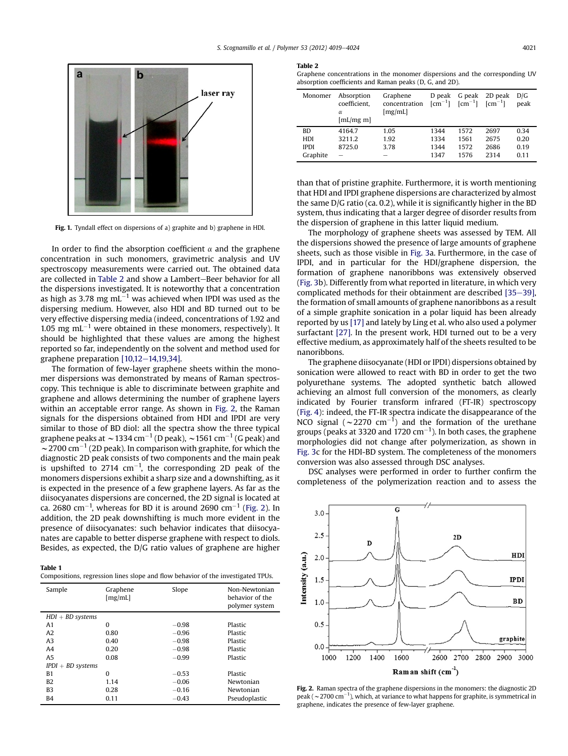Fig. 1. Tyndall effect on dispersions of a) graphite and b) graphene in HDI.

In order to find the absorption coefficient $\alpha$ and the graphene concentration in such monomers, gravimetric analysis and UV spectroscopy measurements were carried out. The obtained data are collected in Table 2 and show a Lambert–Beer behavior for all the dispersions investigated. It is noteworthy that a concentration as high as 3.78 mg $mL^{-1}$ was achieved when IPDI was used as the dispersing medium. However, also HDI and BD turned out to be very effective dispersing media (indeed, concentrations of 1.92 and 1.05 mg $mL^{-1}$ were obtained in these monomers, respectively). It should be highlighted that these values are among the highest reported so far, independently on the solvent and method used for graphene preparation [10,12–14,19,34].

The formation of few-layer graphene sheets within the monomer dispersions was demonstrated by means of Raman spectroscopy. This technique is able to discriminate between graphite and graphene and allows determining the number of graphene layers within an acceptable error range. As shown in Fig. 2, the Raman signals for the dispersions obtained from HDI and IPDI are very similar to those of BD diol: all the spectra show the three typical graphene peaks at ~1334 $cm^{-1}$ (D peak), ~1561 $cm^{-1}$ (G peak) and ~2700 $cm^{-1}$ (2D peak). In comparison with graphite, for which the diagnostic 2D peak consists of two components and the main peak is upshifted to 2714 $cm^{-1}$, the corresponding 2D peak of the monomers dispersions exhibit a sharp size and a downshifting, as it is expected in the presence of a few graphene layers. As far as the diisocyanates dispersions are concerned, the 2D signal is located at ca. 2680 $cm^{-1}$, whereas for BD it is around 2690 $cm^{-1}$ (Fig. 2). In addition, the 2D peak downshifting is much more evident in the presence of diisocyanates: such behavior indicates that diisocyanates are capable to better disperse graphene with respect to diols. Besides, as expected, the D/G ratio values of graphene are higher than that of pristine graphite. Furthermore, it is worth mentioning that HDI and IPDI graphene dispersions are characterized by almost the same D/G ratio (ca. 0.2), while it is significantly higher in the BD system, thus indicating that a larger degree of disorder results from the dispersion of graphene in this latter liquid medium.

Table 1
Compositions, regression lines slope and flow behavior of the investigated TPUs.

| Sample | Graphene [mg/mL] | Slope | Non-Newtonian behavior of the polymer system |
|---|---|---|---|
| *HDI + BD systems* | | | |
| A1 | 0 | −0.98 | Plastic |
| A2 | 0.80 | −0.96 | Plastic |
| A3 | 0.40 | −0.98 | Plastic |
| A4 | 0.20 | −0.98 | Plastic |
| A5 | 0.08 | −0.99 | Plastic |
| *IPDI + BD systems* | | | |
| B1 | 0 | −0.53 | Plastic |
| B2 | 1.14 | −0.06 | Newtonian |
| B3 | 0.28 | −0.16 | Newtonian |
| B4 | 0.11 | −0.43 | Pseudoplastic |

Table 2
Graphene concentrations in the monomer dispersions and the corresponding UV absorption coefficients and Raman peaks (D, G, and 2D).

| Monomer | Absorption coefficient, $\alpha$ [mL/mg m] | Graphene concentration [mg/mL] | D peak [$cm^{-1}$] | G peak [$cm^{-1}$] | 2D peak [$cm^{-1}$] | D/G peak |
|---|---|---|---|---|---|---|
| BD | 4164.7 | 1.05 | 1344 | 1572 | 2697 | 0.34 |
| HDI | 3211.2 | 1.92 | 1334 | 1561 | 2675 | 0.20 |
| IPDI | 8725.0 | 3.78 | 1344 | 1572 | 2686 | 0.19 |
| Graphite | – | – | 1347 | 1576 | 2314 | 0.11 |

The morphology of graphene sheets was assessed by TEM. All the dispersions showed the presence of large amounts of graphene sheets, such as those visible in Fig. 3a. Furthermore, in the case of IPDI, and in particular for the HDI/graphene dispersion, the formation of graphene nanoribbons was extensively observed (Fig. 3b). Differently from what reported in literature, in which very complicated methods for their obtainment are described [35–39], the formation of small amounts of graphene nanoribbons as a result of a simple graphite sonication in a polar liquid has been already reported by us [17] and lately by Ling et al. who also used a polymer surfactant [27]. In the present work, HDI turned out to be a very effective medium, as approximately half of the sheets resulted to be nanoribbons.

The graphene diisocyanate (HDI or IPDI) dispersions obtained by sonication were allowed to react with BD in order to get the two polyurethane systems. The adopted synthetic batch allowed achieving an almost full conversion of the monomers, as clearly indicated by Fourier transform infrared (FT-IR) spectroscopy (Fig. 4): indeed, the FT-IR spectra indicate the disappearance of the NCO signal (~2270 $cm^{-1}$) and the formation of the urethane groups (peaks at 3320 and 1720 $cm^{-1}$). In both cases, the graphene morphologies did not change after polymerization, as shown in Fig. 3c for the HDI-BD system. The completeness of the monomers conversion was also assessed through DSC analyses.

DSC analyses were performed in order to further confirm the completeness of the polymerization reaction and to assess the

Fig. 2. Raman spectra of the graphene dispersions in the monomers: the diagnostic 2D peak (~2700 $cm^{-1}$), which, at variance to what happens for graphite, is symmetrical in graphene, indicates the presence of few-layer graphene.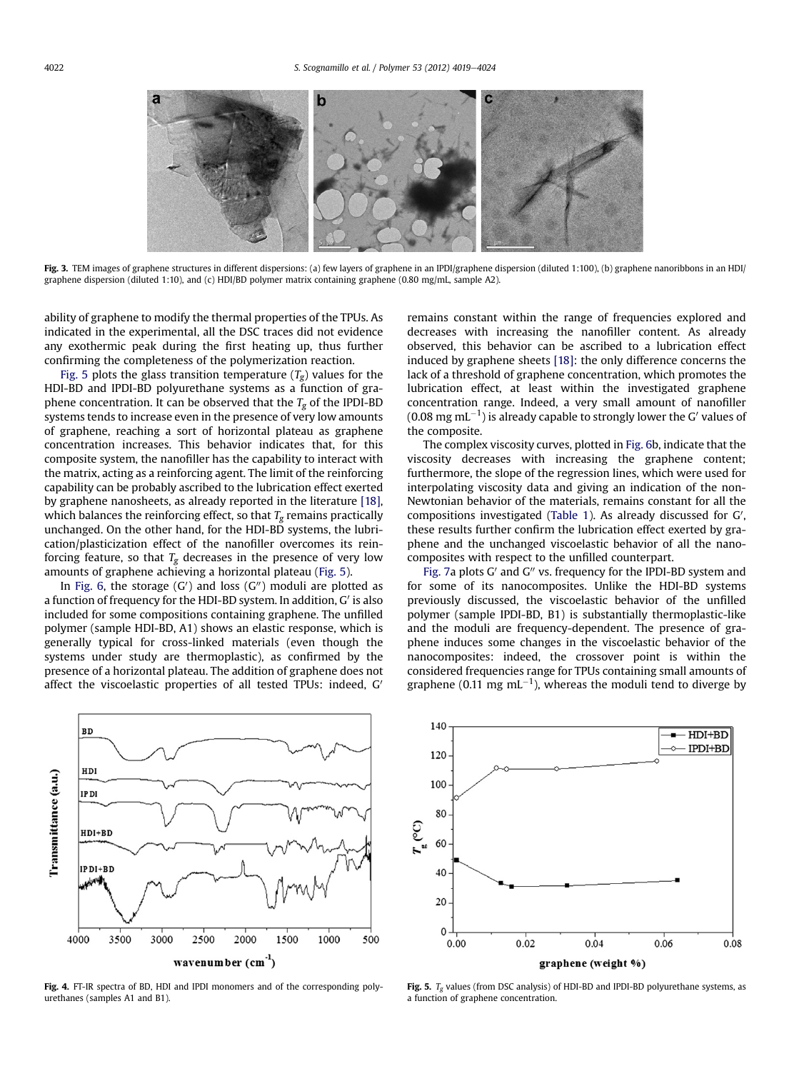Fig. 3. TEM images of graphene structures in different dispersions: (a) few layers of graphene in an IPDI/graphene dispersion (diluted 1:100), (b) graphene nanoribbons in an HDI/graphene dispersion (diluted 1:10), and (c) HDI/BD polymer matrix containing graphene (0.80 mg/mL, sample A2).

ability of graphene to modify the thermal properties of the TPUs. As indicated in the experimental, all the DSC traces did not evidence any exothermic peak during the first heating up, thus further confirming the completeness of the polymerization reaction.

Fig. 5 plots the glass transition temperature ($T_g$) values for the HDI-BD and IPDI-BD polyurethane systems as a function of graphene concentration. It can be observed that the $T_g$ of the IPDI-BD systems tends to increase even in the presence of very low amounts of graphene, reaching a sort of horizontal plateau as graphene concentration increases. This behavior indicates that, for this composite system, the nanofiller has the capability to interact with the matrix, acting as a reinforcing agent. The limit of the reinforcing capability can be probably ascribed to the lubrication effect exerted by graphene nanosheets, as already reported in the literature [18], which balances the reinforcing effect, so that $T_g$ remains practically unchanged. On the other hand, for the HDI-BD systems, the lubrication/plasticization effect of the nanofiller overcomes its reinforcing feature, so that $T_g$ decreases in the presence of very low amounts of graphene achieving a horizontal plateau (Fig. 5).

In Fig. 6, the storage (G′) and loss (G″) moduli are plotted as a function of frequency for the HDI-BD system. In addition, G′ is also included for some compositions containing graphene. The unfilled polymer (sample HDI-BD, A1) shows an elastic response, which is generally typical for cross-linked materials (even though the systems under study are thermoplastic), as confirmed by the presence of a horizontal plateau. The addition of graphene does not affect the viscoelastic properties of all tested TPUs: indeed, G′ remains constant within the range of frequencies explored and decreases with increasing the nanofiller content. As already observed, this behavior can be ascribed to a lubrication effect induced by graphene sheets [18]: the only difference concerns the lack of a threshold of graphene concentration, which promotes the lubrication effect, at least within the investigated graphene concentration range. Indeed, a very small amount of nanofiller (0.08 mg mL$^{-1}$) is already capable to strongly lower the G′ values of the composite.

The complex viscosity curves, plotted in Fig. 6b, indicate that the viscosity decreases with increasing the graphene content; furthermore, the slope of the regression lines, which were used for interpolating viscosity data and giving an indication of the non-Newtonian behavior of the materials, remains constant for all the compositions investigated (Table 1). As already discussed for G′, these results further confirm the lubrication effect exerted by graphene and the unchanged viscoelastic behavior of all the nanocomposites with respect to the unfilled counterpart.

Fig. 7a plots G′ and G″ vs. frequency for the IPDI-BD system and for some of its nanocomposites. Unlike the HDI-BD systems previously discussed, the viscoelastic behavior of the unfilled polymer (sample IPDI-BD, B1) is substantially thermoplastic-like and the moduli are frequency-dependent. The presence of graphene induces some changes in the viscoelastic behavior of the nanocomposites: indeed, the crossover point is within the considered frequencies range for TPUs containing small amounts of graphene (0.11 mg mL$^{-1}$), whereas the moduli tend to diverge by

Fig. 4. FT-IR spectra of BD, HDI and IPDI monomers and of the corresponding polyurethanes (samples A1 and B1).

Fig. 5. $T_g$ values (from DSC analysis) of HDI-BD and IPDI-BD polyurethane systems, as a function of graphene concentration.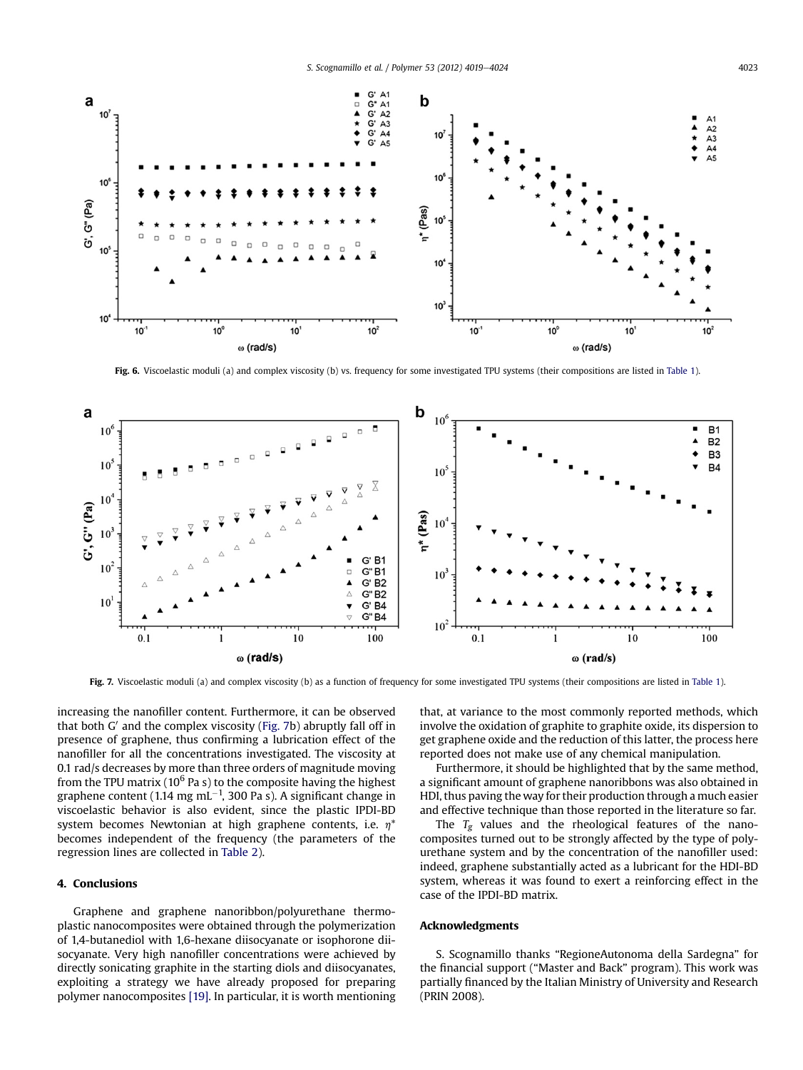Fig. 6. Viscoelastic moduli (a) and complex viscosity (b) vs. frequency for some investigated TPU systems (their compositions are listed in Table 1).

Fig. 7. Viscoelastic moduli (a) and complex viscosity (b) as a function of frequency for some investigated TPU systems (their compositions are listed in Table 1).

increasing the nanofiller content. Furthermore, it can be observed that both G′ and the complex viscosity (Fig. 7b) abruptly fall off in presence of graphene, thus confirming a lubrication effect of the nanofiller for all the concentrations investigated. The viscosity at 0.1 rad/s decreases by more than three orders of magnitude moving from the TPU matrix ($10^6$ Pa s) to the composite having the highest graphene content (1.14 mg $mL^{-1}$, 300 Pa s). A significant change in viscoelastic behavior is also evident, since the plastic IPDI-BD system becomes Newtonian at high graphene contents, i.e. $\eta^*$ becomes independent of the frequency (the parameters of the regression lines are collected in Table 2).

## 4. Conclusions

Graphene and graphene nanoribbon/polyurethane thermoplastic nanocomposites were obtained through the polymerization of 1,4-butanediol with 1,6-hexane diisocyanate or isophorone diisocyanate. Very high nanofiller concentrations were achieved by directly sonicating graphite in the starting diols and diisocyanates, exploiting a strategy we have already proposed for preparing polymer nanocomposites [19]. In particular, it is worth mentioning that, at variance to the most commonly reported methods, which involve the oxidation of graphite to graphite oxide, its dispersion to get graphene oxide and the reduction of this latter, the process here reported does not make use of any chemical manipulation.

Furthermore, it should be highlighted that by the same method, a significant amount of graphene nanoribbons was also obtained in HDI, thus paving the way for their production through a much easier and effective technique than those reported in the literature so far.

The $T_g$ values and the rheological features of the nanocomposites turned out to be strongly affected by the type of polyurethane system and by the concentration of the nanofiller used: indeed, graphene substantially acted as a lubricant for the HDI-BD system, whereas it was found to exert a reinforcing effect in the case of the IPDI-BD matrix.

## Acknowledgments

S. Scognamillo thanks "RegioneAutonoma della Sardegna" for the financial support ("Master and Back" program). This work was partially financed by the Italian Ministry of University and Research (PRIN 2008).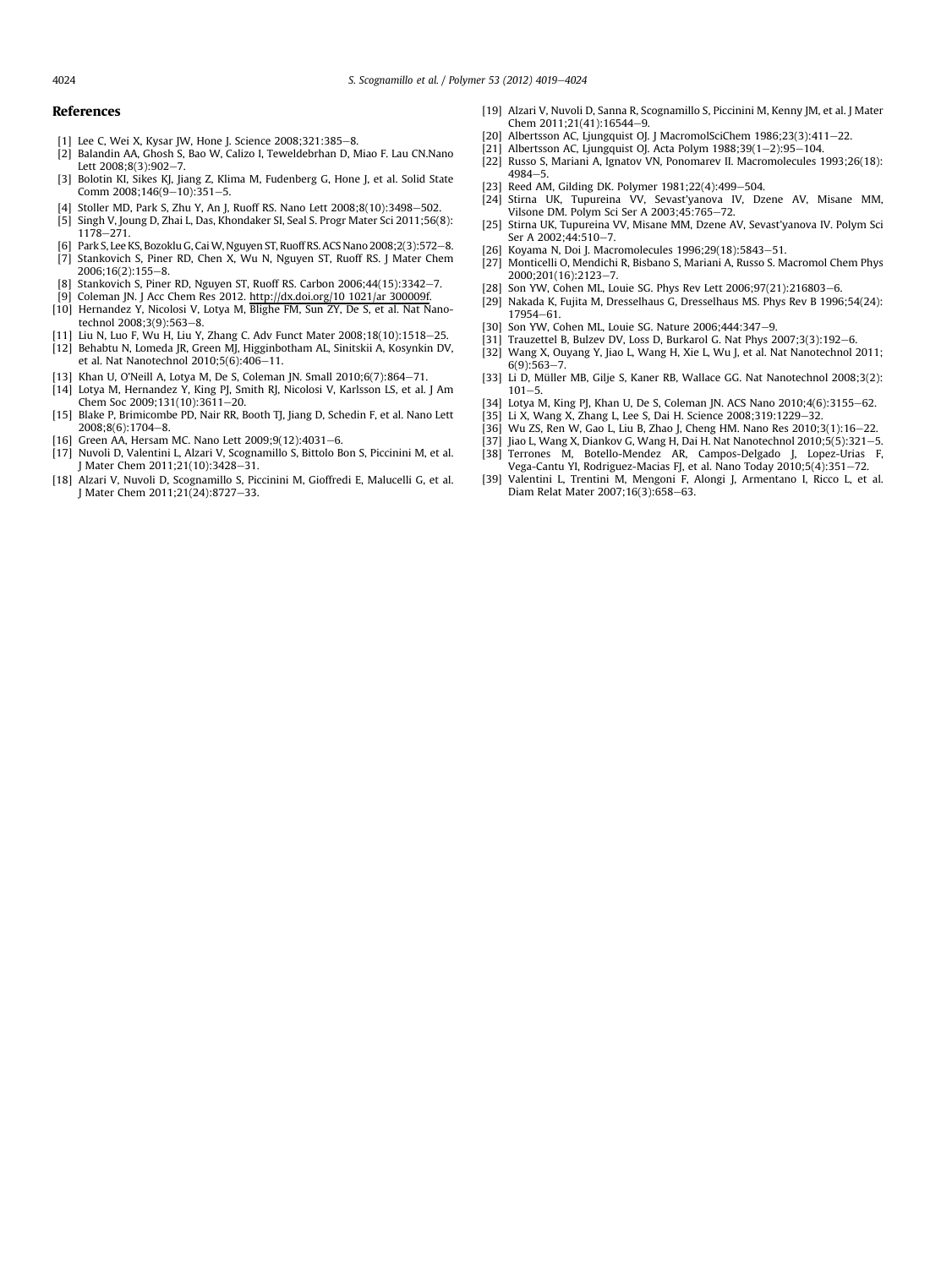## References

[1] Lee C, Wei X, Kysar JW, Hone J. Science 2008;321:385–8.
[2] Balandin AA, Ghosh S, Bao W, Calizo I, Teweldebrhan D, Miao F. Lau CN.Nano Lett 2008;8(3):902–7.
[3] Bolotin KI, Sikes KJ, Jiang Z, Klima M, Fudenberg G, Hone J, et al. Solid State Comm 2008;146(9–10):351–5.
[4] Stoller MD, Park S, Zhu Y, An J, Ruoff RS. Nano Lett 2008;8(10):3498–502.
[5] Singh V, Joung D, Zhai L, Das, Khondaker SI, Seal S. Progr Mater Sci 2011;56(8):1178–271.
[6] Park S, Lee KS, Bozoklu G, Cai W, Nguyen ST, Ruoff RS. ACS Nano 2008;2(3):572–8.
[7] Stankovich S, Piner RD, Chen X, Wu N, Nguyen ST, Ruoff RS. J Mater Chem 2006;16(2):155–8.
[8] Stankovich S, Piner RD, Nguyen ST, Ruoff RS. Carbon 2006;44(15):3342–7.
[9] Coleman JN. J Acc Chem Res 2012. http://dx.doi.org/10 1021/ar 300009f.
[10] Hernandez Y, Nicolosi V, Lotya M, Blighe FM, Sun ZY, De S, et al. Nat Nanotechnol 2008;3(9):563–8.
[11] Liu N, Luo F, Wu H, Liu Y, Zhang C. Adv Funct Mater 2008;18(10):1518–25.
[12] Behabtu N, Lomeda JR, Green MJ, Higginbotham AL, Sinitskii A, Kosynkin DV, et al. Nat Nanotechnol 2010;5(6):406–11.
[13] Khan U, O'Neill A, Lotya M, De S, Coleman JN. Small 2010;6(7):864–71.
[14] Lotya M, Hernandez Y, King PJ, Smith RJ, Nicolosi V, Karlsson LS, et al. J Am Chem Soc 2009;131(10):3611–20.
[15] Blake P, Brimicombe PD, Nair RR, Booth TJ, Jiang D, Schedin F, et al. Nano Lett 2008;8(6):1704–8.
[16] Green AA, Hersam MC. Nano Lett 2009;9(12):4031–6.
[17] Nuvoli D, Valentini L, Alzari V, Scognamillo S, Bittolo Bon S, Piccinini M, et al. J Mater Chem 2011;21(10):3428–31.
[18] Alzari V, Nuvoli D, Scognamillo S, Piccinini M, Gioffredi E, Malucelli G, et al. J Mater Chem 2011;21(24):8727–33.
[19] Alzari V, Nuvoli D, Sanna R, Scognamillo S, Piccinini M, Kenny JM, et al. J Mater Chem 2011;21(41):16544–9.
[20] Albertsson AC, Ljungquist OJ. J MacromolSciChem 1986;23(3):411–22.
[21] Albertsson AC, Ljungquist OJ. Acta Polym 1988;39(1–2):95–104.
[22] Russo S, Mariani A, Ignatov VN, Ponomarev II. Macromolecules 1993;26(18):4984–5.
[23] Reed AM, Gilding DK. Polymer 1981;22(4):499–504.
[24] Stirna UK, Tupureina VV, Sevast'yanova IV, Dzene AV, Misane MM, Vilsone DM. Polym Sci Ser A 2003;45:765–72.
[25] Stirna UK, Tupureina VV, Misane MM, Dzene AV, Sevast'yanova IV. Polym Sci Ser A 2002;44:510–7.
[26] Koyama N, Doi J. Macromolecules 1996;29(18):5843–51.
[27] Monticelli O, Mendichi R, Bisbano S, Mariani A, Russo S. Macromol Chem Phys 2000;201(16):2123–7.
[28] Son YW, Cohen ML, Louie SG. Phys Rev Lett 2006;97(21):216803–6.
[29] Nakada K, Fujita M, Dresselhaus G, Dresselhaus MS. Phys Rev B 1996;54(24):17954–61.
[30] Son YW, Cohen ML, Louie SG. Nature 2006;444:347–9.
[31] Trauzettel B, Bulzev DV, Loss D, Burkarol G. Nat Phys 2007;3(3):192–6.
[32] Wang X, Ouyang Y, Jiao L, Wang H, Xie L, Wu J, et al. Nat Nanotechnol 2011;6(9):563–7.
[33] Li D, Müller MB, Gilje S, Kaner RB, Wallace GG. Nat Nanotechnol 2008;3(2):101–5.
[34] Lotya M, King PJ, Khan U, De S, Coleman JN. ACS Nano 2010;4(6):3155–62.
[35] Li X, Wang X, Zhang L, Lee S, Dai H. Science 2008;319:1229–32.
[36] Wu ZS, Ren W, Gao L, Liu B, Zhao J, Cheng HM. Nano Res 2010;3(1):16–22.
[37] Jiao L, Wang X, Diankov G, Wang H, Dai H. Nat Nanotechnol 2010;5(5):321–5.
[38] Terrones M, Botello-Mendez AR, Campos-Delgado J, Lopez-Urias F, Vega-Cantu YI, Rodriguez-Macias FJ, et al. Nano Today 2010;5(4):351–72.
[39] Valentini L, Trentini M, Mengoni F, Alongi J, Armentano I, Ricco L, et al. Diam Relat Mater 2007;16(3):658–63.